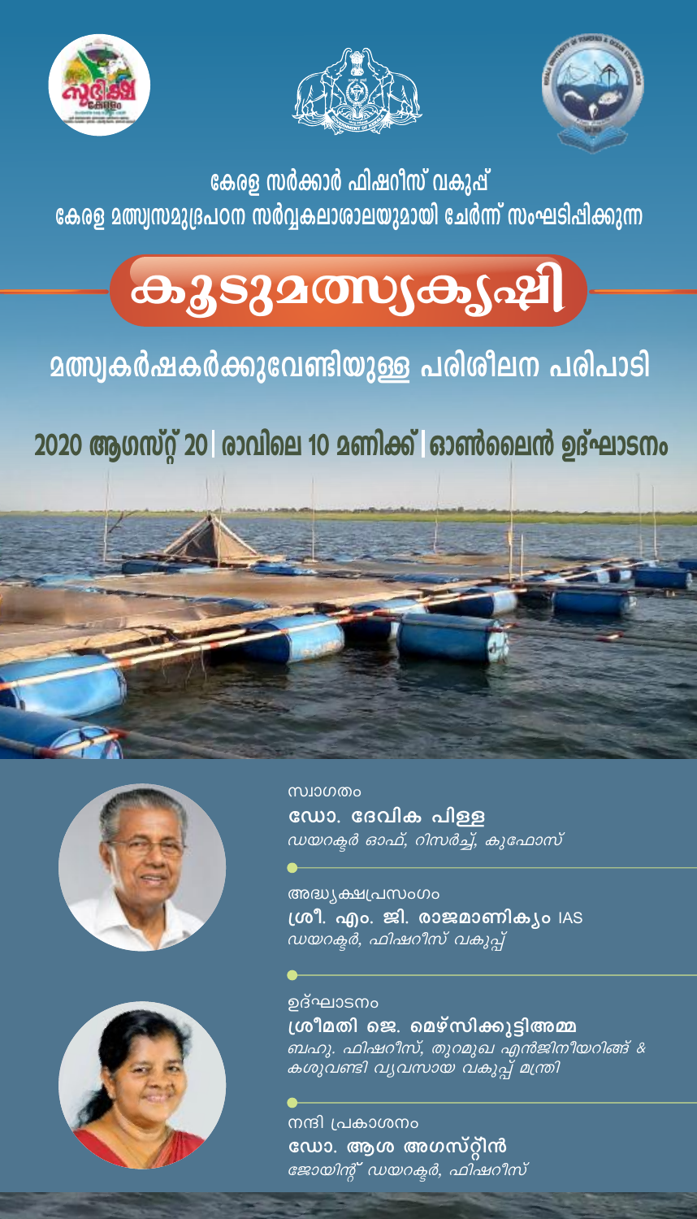കേരള സർക്കാർ ഫിഷറീസ് വകുപ്പ്
കേരള മത്സ്യസമുദ്രപഠന സർവ്വകലാശാലയുമായി ചേർന്ന് സംഘടിപ്പിക്കുന്ന

# കൂടുമത്സ്യകൃഷി

## മത്സ്യകർഷകർക്കുവേണ്ടിയുള്ള പരിശീലന പരിപാടി

## 2020 ആഗസ്റ്റ് 20 | രാവിലെ 10 മണിക്ക് | ഓൺലൈൻ ഉദ്ഘാടനം

സ്വാഗതം
**ഡോ. ദേവിക പിള്ള**
*ഡയറക്ടർ ഓഫ്, റിസർച്ച്, കുഫോസ്*

അദ്ധ്യക്ഷപ്രസംഗം
**ശ്രീ. എം. ജി. രാജമാണിക്യം** IAS
*ഡയറക്ടർ, ഫിഷറീസ് വകുപ്പ്*

ഉദ്ഘാടനം
**ശ്രീമതി ജെ. മെഴ്സിക്കുട്ടിഅമ്മ**
*ബഹു. ഫിഷറീസ്, തുറമുഖ എൻജിനീയറിങ്ങ് & കശുവണ്ടി വ്യവസായ വകുപ്പ് മന്ത്രി*

നന്ദി പ്രകാശനം
**ഡോ. ആശ അഗസ്റ്റിൻ**
*ജോയിന്റ് ഡയറക്ടർ, ഫിഷറീസ്*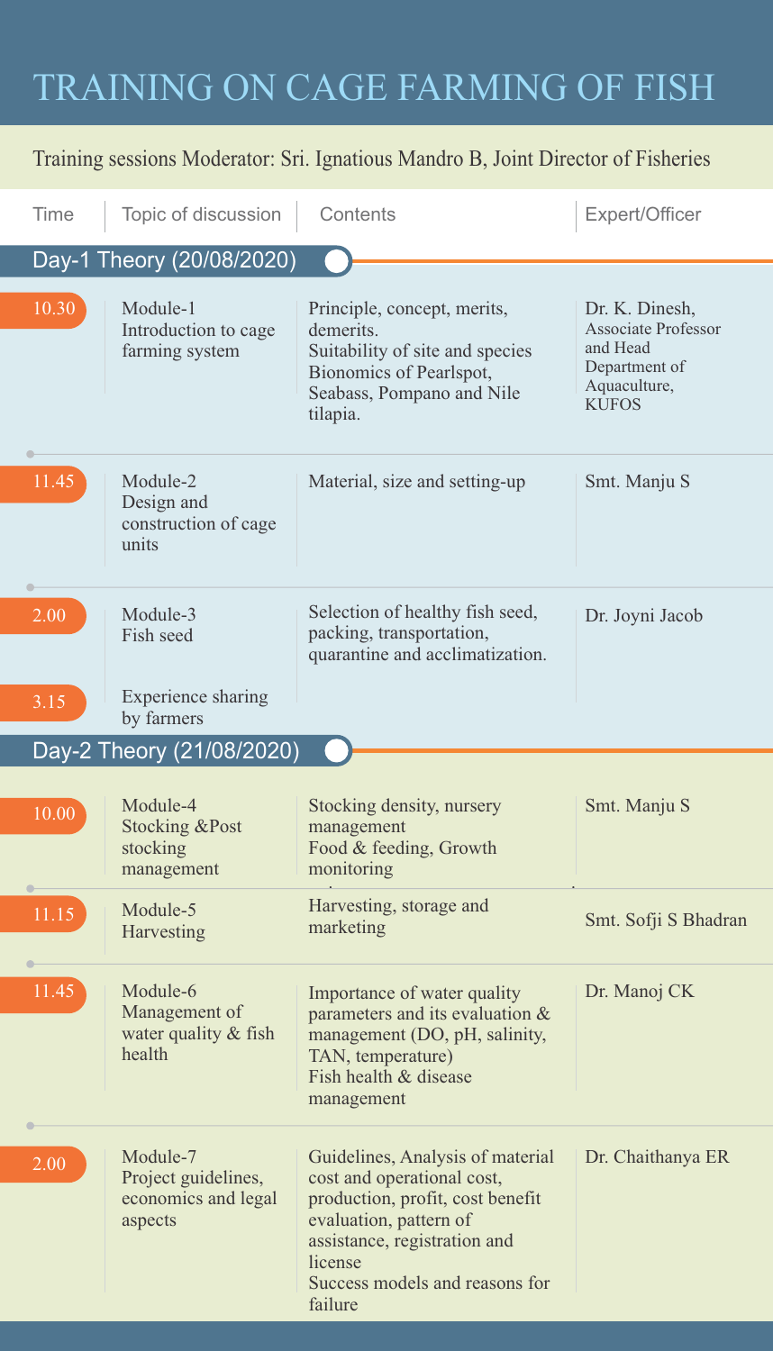# TRAINING ON CAGE FARMING OF FISH

Training sessions Moderator: Sri. Ignatious Mandro B, Joint Director of Fisheries

| Time | Topic of discussion | Contents | Expert/Officer |
| --- | --- | --- | --- |
| **Day-1 Theory (20/08/2020)** | | | |
| 10.30 | Module-1 Introduction to cage farming system | Principle, concept, merits, demerits. Suitability of site and species Bionomics of Pearlspot, Seabass, Pompano and Nile tilapia. | Dr. K. Dinesh, Associate Professor and Head Department of Aquaculture, KUFOS |
| 11.45 | Module-2 Design and construction of cage units | Material, size and setting-up | Smt. Manju S |
| 2.00 | Module-3 Fish seed | Selection of healthy fish seed, packing, transportation, quarantine and acclimatization. | Dr. Joyni Jacob |
| 3.15 | Experience sharing by farmers | | |
| **Day-2 Theory (21/08/2020)** | | | |
| 10.00 | Module-4 Stocking &Post stocking management | Stocking density, nursery management Food & feeding, Growth monitoring | Smt. Manju S |
| 11.15 | Module-5 Harvesting | Harvesting, storage and marketing | Smt. Sofji S Bhadran |
| 11.45 | Module-6 Management of water quality & fish health | Importance of water quality parameters and its evaluation & management (DO, pH, salinity, TAN, temperature) Fish health & disease management | Dr. Manoj CK |
| 2.00 | Module-7 Project guidelines, economics and legal aspects | Guidelines, Analysis of material cost and operational cost, production, profit, cost benefit evaluation, pattern of assistance, registration and license Success models and reasons for failure | Dr. Chaithanya ER |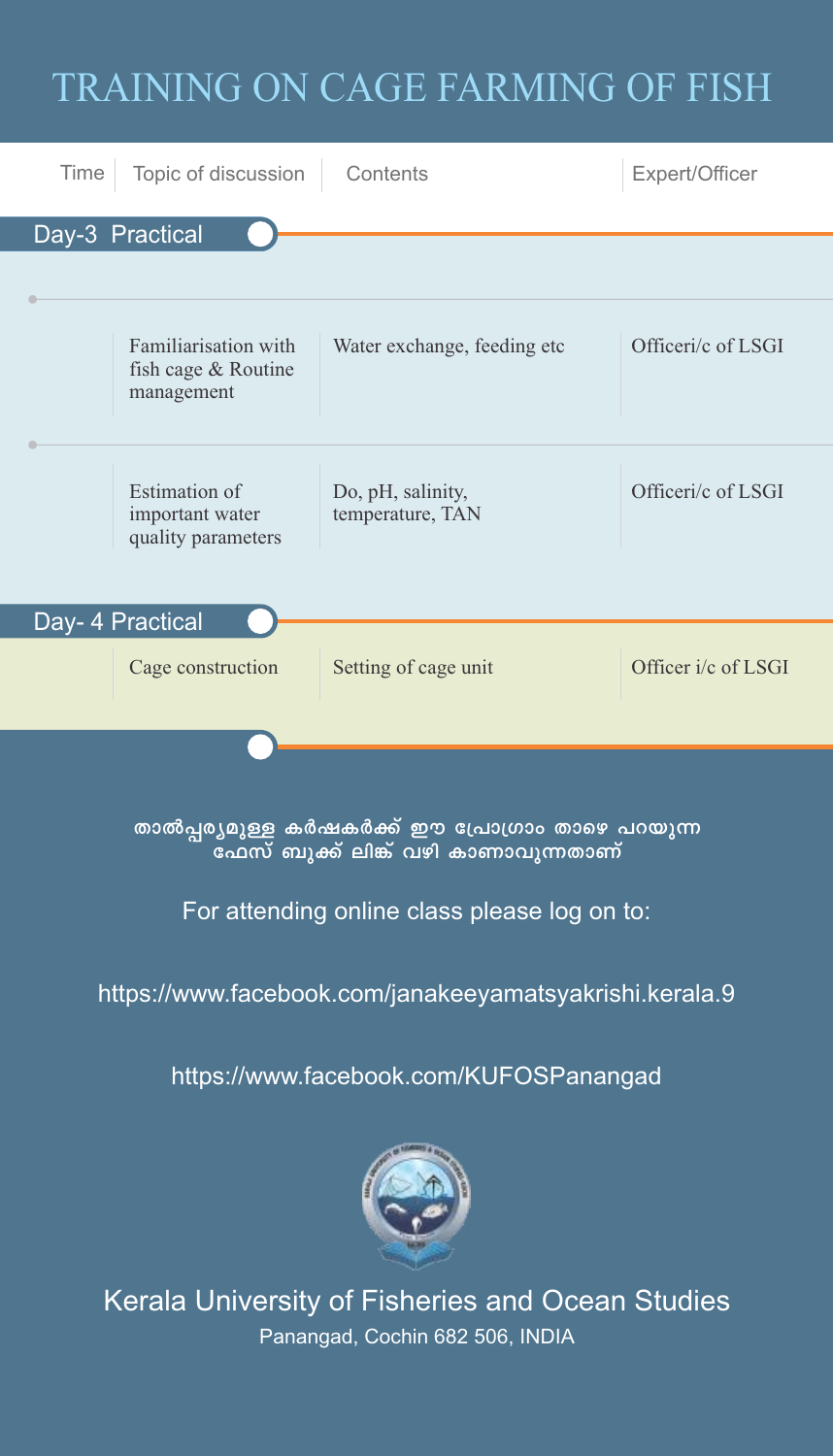# TRAINING ON CAGE FARMING OF FISH

| Time | Topic of discussion | Contents | Expert/Officer |
|---|---|---|---|
| **Day-3 Practical** | | | |
| | Familiarisation with fish cage & Routine management | Water exchange, feeding etc | Officeri/c of LSGI |
| | Estimation of important water quality parameters | Do, pH, salinity, temperature, TAN | Officeri/c of LSGI |
| **Day- 4 Practical** | | | |
| | Cage construction | Setting of cage unit | Officer i/c of LSGI |

**താൽപ്പര്യമുള്ള കർഷകർക്ക് ഈ പ്രോഗ്രാം താഴെ പറയുന്ന ഫേസ് ബുക്ക് ലിങ്ക് വഴി കാണാവുന്നതാണ്**

For attending online class please log on to:

https://www.facebook.com/janakeeyamatsyakrishi.kerala.9

https://www.facebook.com/KUFOSPanangad

Kerala University of Fisheries and Ocean Studies

Panangad, Cochin 682 506, INDIA